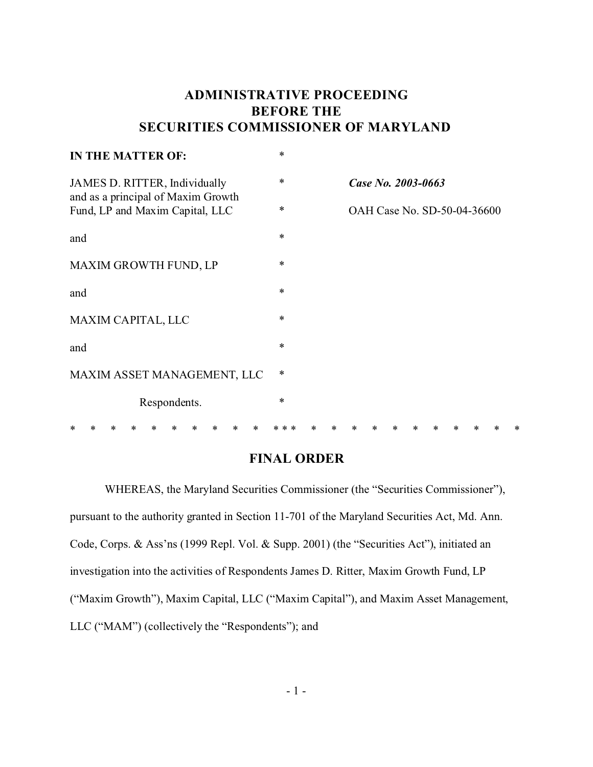# ADMINISTRATIVE PROCEEDING BEFORE THE SECURITIES COMMISSIONER OF MARYLAND

| | | |
|---|---|---|
| **IN THE MATTER OF:** | * | |
| JAMES D. RITTER, Individually and as a principal of Maxim Growth Fund, LP and Maxim Capital, LLC | * | ***Case No. 2003-0663*** |
| | * | OAH Case No. SD-50-04-36600 |
| and | * | |
| MAXIM GROWTH FUND, LP | * | |
| and | * | |
| MAXIM CAPITAL, LLC | * | |
| and | * | |
| MAXIM ASSET MANAGEMENT, LLC | * | |
| Respondents. | * | |

\* \* \* \* \* \* \* \* \* \* \* \* \* \* \* \* \* \* \* \* \* \* \* \* \* \*

## FINAL ORDER

WHEREAS, the Maryland Securities Commissioner (the "Securities Commissioner"), pursuant to the authority granted in Section 11-701 of the Maryland Securities Act, Md. Ann. Code, Corps. & Ass'ns (1999 Repl. Vol. & Supp. 2001) (the "Securities Act"), initiated an investigation into the activities of Respondents James D. Ritter, Maxim Growth Fund, LP ("Maxim Growth"), Maxim Capital, LLC ("Maxim Capital"), and Maxim Asset Management, LLC ("MAM") (collectively the "Respondents"); and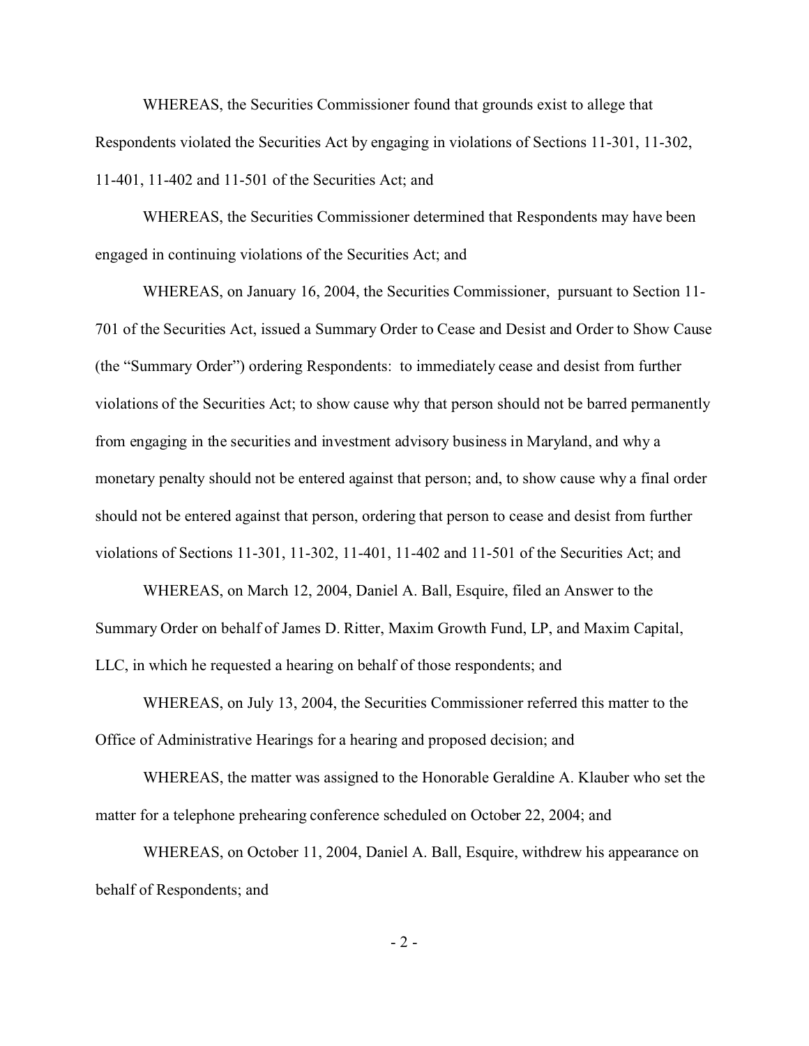WHEREAS, the Securities Commissioner found that grounds exist to allege that Respondents violated the Securities Act by engaging in violations of Sections 11-301, 11-302, 11-401, 11-402 and 11-501 of the Securities Act; and

WHEREAS, the Securities Commissioner determined that Respondents may have been engaged in continuing violations of the Securities Act; and

WHEREAS, on January 16, 2004, the Securities Commissioner, pursuant to Section 11-701 of the Securities Act, issued a Summary Order to Cease and Desist and Order to Show Cause (the "Summary Order") ordering Respondents: to immediately cease and desist from further violations of the Securities Act; to show cause why that person should not be barred permanently from engaging in the securities and investment advisory business in Maryland, and why a monetary penalty should not be entered against that person; and, to show cause why a final order should not be entered against that person, ordering that person to cease and desist from further violations of Sections 11-301, 11-302, 11-401, 11-402 and 11-501 of the Securities Act; and

WHEREAS, on March 12, 2004, Daniel A. Ball, Esquire, filed an Answer to the Summary Order on behalf of James D. Ritter, Maxim Growth Fund, LP, and Maxim Capital, LLC, in which he requested a hearing on behalf of those respondents; and

WHEREAS, on July 13, 2004, the Securities Commissioner referred this matter to the Office of Administrative Hearings for a hearing and proposed decision; and

WHEREAS, the matter was assigned to the Honorable Geraldine A. Klauber who set the matter for a telephone prehearing conference scheduled on October 22, 2004; and

WHEREAS, on October 11, 2004, Daniel A. Ball, Esquire, withdrew his appearance on behalf of Respondents; and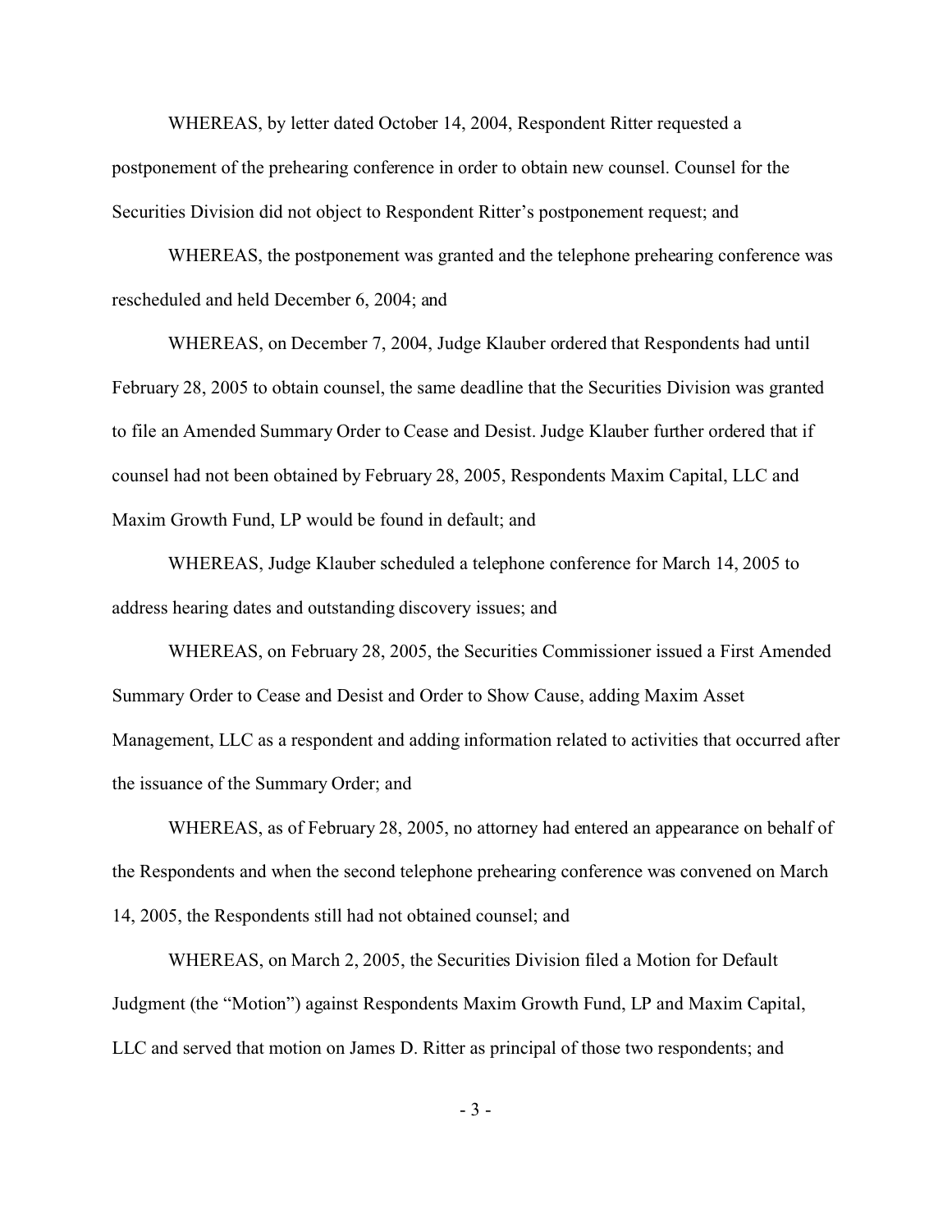WHEREAS, by letter dated October 14, 2004, Respondent Ritter requested a postponement of the prehearing conference in order to obtain new counsel. Counsel for the Securities Division did not object to Respondent Ritter's postponement request; and

WHEREAS, the postponement was granted and the telephone prehearing conference was rescheduled and held December 6, 2004; and

WHEREAS, on December 7, 2004, Judge Klauber ordered that Respondents had until February 28, 2005 to obtain counsel, the same deadline that the Securities Division was granted to file an Amended Summary Order to Cease and Desist. Judge Klauber further ordered that if counsel had not been obtained by February 28, 2005, Respondents Maxim Capital, LLC and Maxim Growth Fund, LP would be found in default; and

WHEREAS, Judge Klauber scheduled a telephone conference for March 14, 2005 to address hearing dates and outstanding discovery issues; and

WHEREAS, on February 28, 2005, the Securities Commissioner issued a First Amended Summary Order to Cease and Desist and Order to Show Cause, adding Maxim Asset Management, LLC as a respondent and adding information related to activities that occurred after the issuance of the Summary Order; and

WHEREAS, as of February 28, 2005, no attorney had entered an appearance on behalf of the Respondents and when the second telephone prehearing conference was convened on March 14, 2005, the Respondents still had not obtained counsel; and

WHEREAS, on March 2, 2005, the Securities Division filed a Motion for Default Judgment (the "Motion") against Respondents Maxim Growth Fund, LP and Maxim Capital, LLC and served that motion on James D. Ritter as principal of those two respondents; and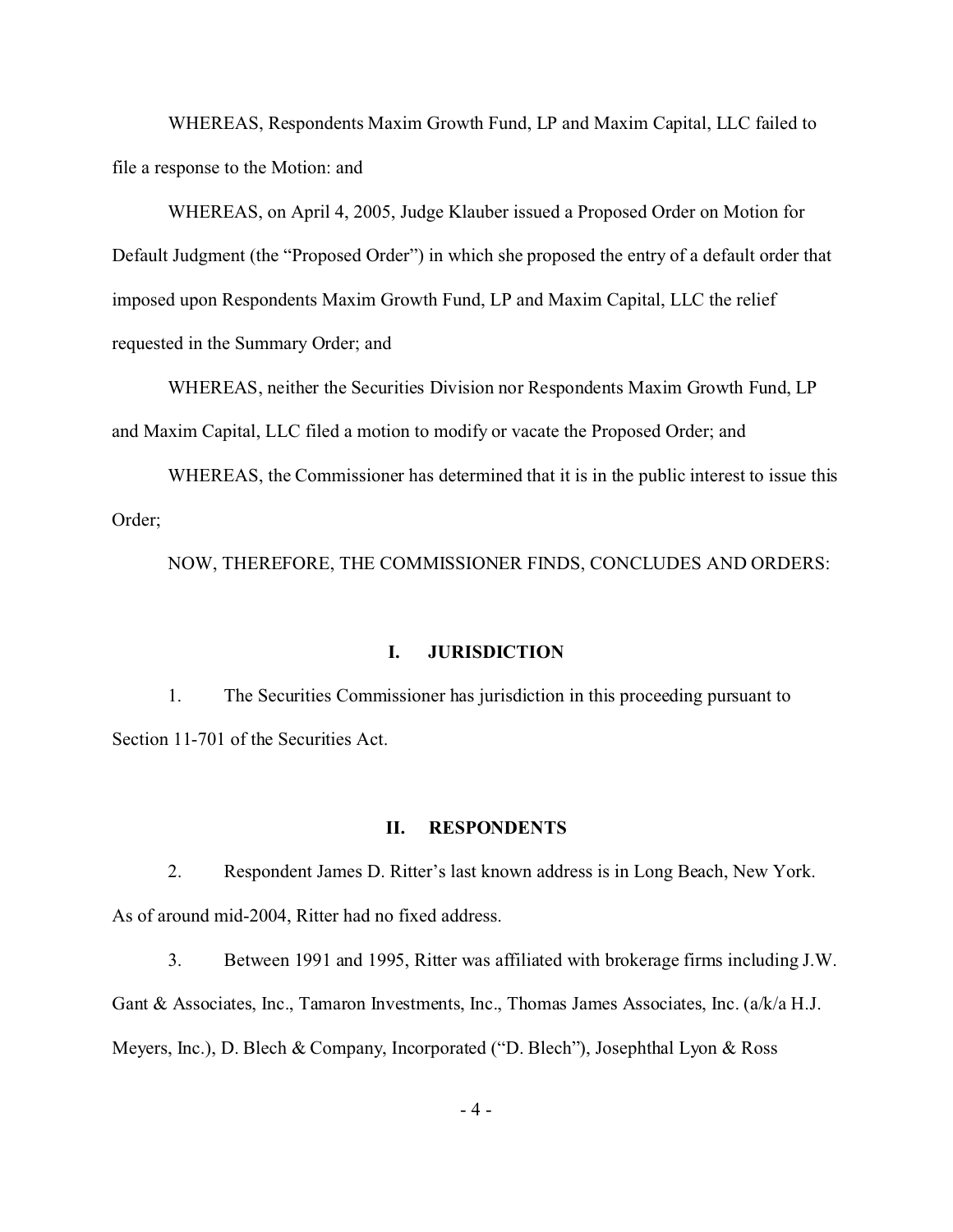WHEREAS, Respondents Maxim Growth Fund, LP and Maxim Capital, LLC failed to file a response to the Motion: and

WHEREAS, on April 4, 2005, Judge Klauber issued a Proposed Order on Motion for Default Judgment (the "Proposed Order") in which she proposed the entry of a default order that imposed upon Respondents Maxim Growth Fund, LP and Maxim Capital, LLC the relief requested in the Summary Order; and

WHEREAS, neither the Securities Division nor Respondents Maxim Growth Fund, LP and Maxim Capital, LLC filed a motion to modify or vacate the Proposed Order; and

WHEREAS, the Commissioner has determined that it is in the public interest to issue this Order;

NOW, THEREFORE, THE COMMISSIONER FINDS, CONCLUDES AND ORDERS:

## I. JURISDICTION

1. The Securities Commissioner has jurisdiction in this proceeding pursuant to Section 11-701 of the Securities Act.

## II. RESPONDENTS

2. Respondent James D. Ritter's last known address is in Long Beach, New York. As of around mid-2004, Ritter had no fixed address.

3. Between 1991 and 1995, Ritter was affiliated with brokerage firms including J.W. Gant & Associates, Inc., Tamaron Investments, Inc., Thomas James Associates, Inc. (a/k/a H.J. Meyers, Inc.), D. Blech & Company, Incorporated ("D. Blech"), Josephthal Lyon & Ross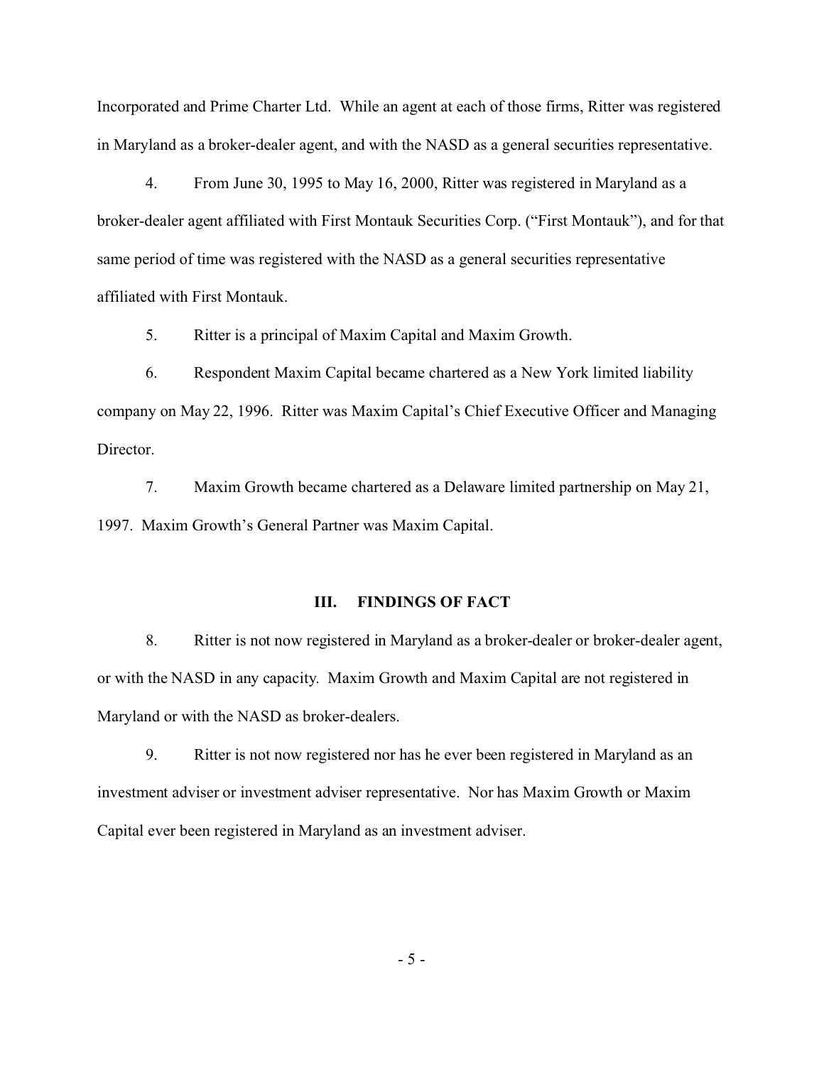Incorporated and Prime Charter Ltd. While an agent at each of those firms, Ritter was registered in Maryland as a broker-dealer agent, and with the NASD as a general securities representative.

4. From June 30, 1995 to May 16, 2000, Ritter was registered in Maryland as a broker-dealer agent affiliated with First Montauk Securities Corp. ("First Montauk"), and for that same period of time was registered with the NASD as a general securities representative affiliated with First Montauk.

5. Ritter is a principal of Maxim Capital and Maxim Growth.

6. Respondent Maxim Capital became chartered as a New York limited liability company on May 22, 1996. Ritter was Maxim Capital's Chief Executive Officer and Managing Director.

7. Maxim Growth became chartered as a Delaware limited partnership on May 21, 1997. Maxim Growth's General Partner was Maxim Capital.

## III. FINDINGS OF FACT

8. Ritter is not now registered in Maryland as a broker-dealer or broker-dealer agent, or with the NASD in any capacity. Maxim Growth and Maxim Capital are not registered in Maryland or with the NASD as broker-dealers.

9. Ritter is not now registered nor has he ever been registered in Maryland as an investment adviser or investment adviser representative. Nor has Maxim Growth or Maxim Capital ever been registered in Maryland as an investment adviser.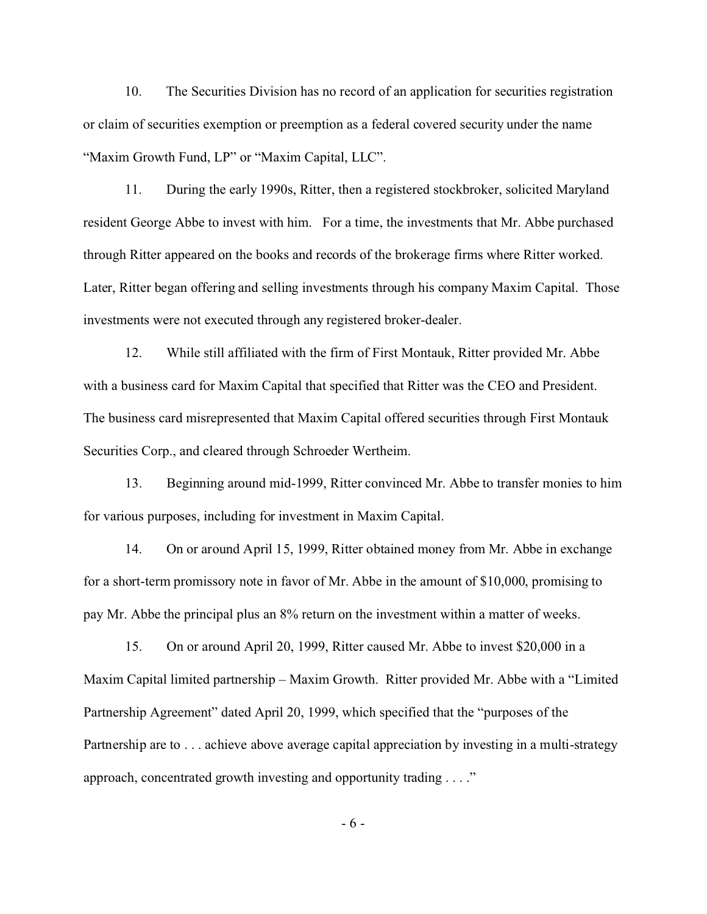10. The Securities Division has no record of an application for securities registration or claim of securities exemption or preemption as a federal covered security under the name "Maxim Growth Fund, LP" or "Maxim Capital, LLC".

11. During the early 1990s, Ritter, then a registered stockbroker, solicited Maryland resident George Abbe to invest with him. For a time, the investments that Mr. Abbe purchased through Ritter appeared on the books and records of the brokerage firms where Ritter worked. Later, Ritter began offering and selling investments through his company Maxim Capital. Those investments were not executed through any registered broker-dealer.

12. While still affiliated with the firm of First Montauk, Ritter provided Mr. Abbe with a business card for Maxim Capital that specified that Ritter was the CEO and President. The business card misrepresented that Maxim Capital offered securities through First Montauk Securities Corp., and cleared through Schroeder Wertheim.

13. Beginning around mid-1999, Ritter convinced Mr. Abbe to transfer monies to him for various purposes, including for investment in Maxim Capital.

14. On or around April 15, 1999, Ritter obtained money from Mr. Abbe in exchange for a short-term promissory note in favor of Mr. Abbe in the amount of $10,000, promising to pay Mr. Abbe the principal plus an 8% return on the investment within a matter of weeks.

15. On or around April 20, 1999, Ritter caused Mr. Abbe to invest $20,000 in a Maxim Capital limited partnership – Maxim Growth. Ritter provided Mr. Abbe with a "Limited Partnership Agreement" dated April 20, 1999, which specified that the "purposes of the Partnership are to . . . achieve above average capital appreciation by investing in a multi-strategy approach, concentrated growth investing and opportunity trading . . . ."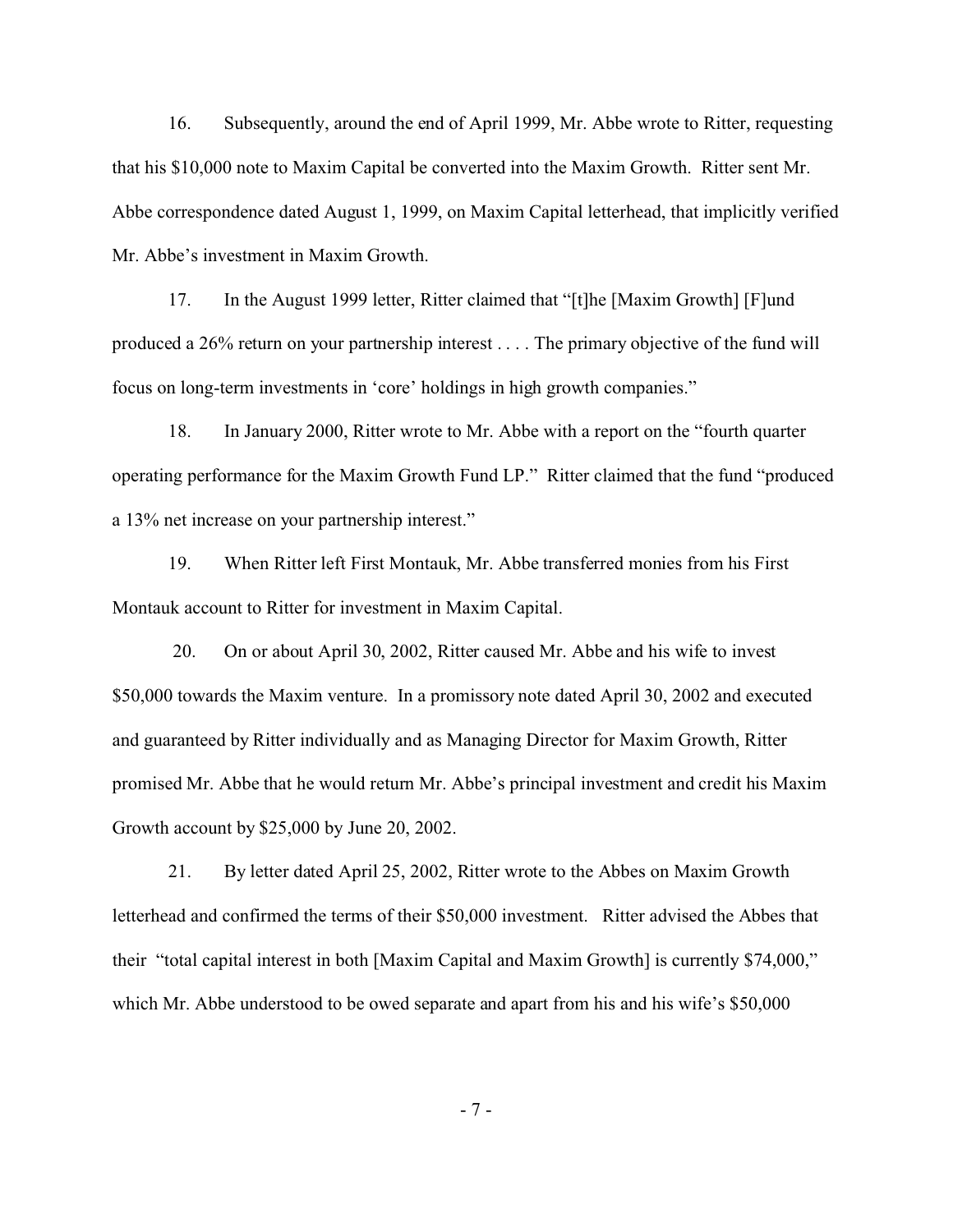16. Subsequently, around the end of April 1999, Mr. Abbe wrote to Ritter, requesting that his $10,000 note to Maxim Capital be converted into the Maxim Growth. Ritter sent Mr. Abbe correspondence dated August 1, 1999, on Maxim Capital letterhead, that implicitly verified Mr. Abbe's investment in Maxim Growth.

17. In the August 1999 letter, Ritter claimed that "[t]he [Maxim Growth] [F]und produced a 26% return on your partnership interest . . . . The primary objective of the fund will focus on long-term investments in 'core' holdings in high growth companies."

18. In January 2000, Ritter wrote to Mr. Abbe with a report on the "fourth quarter operating performance for the Maxim Growth Fund LP." Ritter claimed that the fund "produced a 13% net increase on your partnership interest."

19. When Ritter left First Montauk, Mr. Abbe transferred monies from his First Montauk account to Ritter for investment in Maxim Capital.

20. On or about April 30, 2002, Ritter caused Mr. Abbe and his wife to invest $50,000 towards the Maxim venture. In a promissory note dated April 30, 2002 and executed and guaranteed by Ritter individually and as Managing Director for Maxim Growth, Ritter promised Mr. Abbe that he would return Mr. Abbe's principal investment and credit his Maxim Growth account by $25,000 by June 20, 2002.

21. By letter dated April 25, 2002, Ritter wrote to the Abbes on Maxim Growth letterhead and confirmed the terms of their $50,000 investment. Ritter advised the Abbes that their "total capital interest in both [Maxim Capital and Maxim Growth] is currently $74,000," which Mr. Abbe understood to be owed separate and apart from his and his wife's $50,000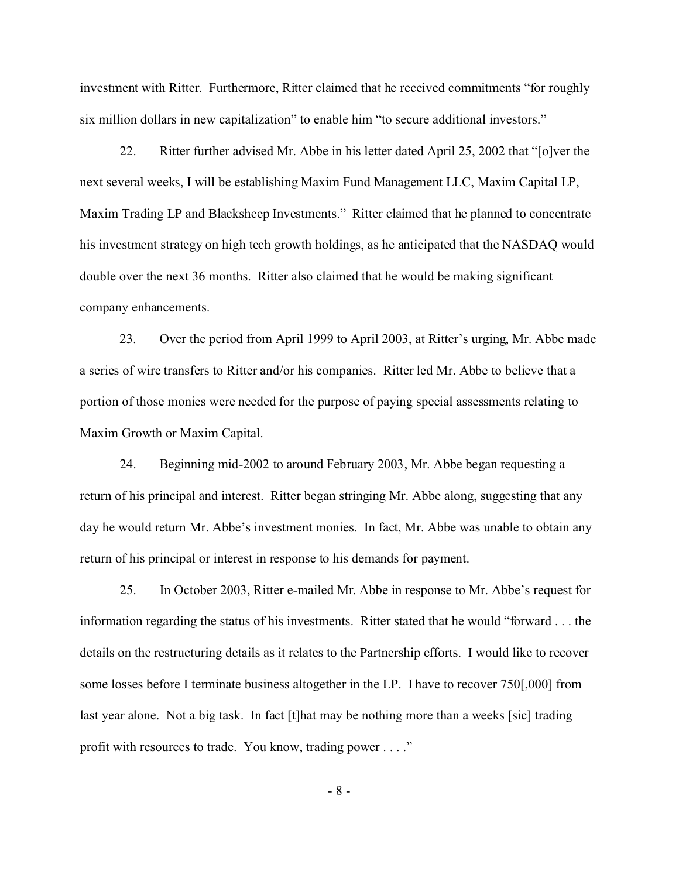investment with Ritter. Furthermore, Ritter claimed that he received commitments "for roughly six million dollars in new capitalization" to enable him "to secure additional investors."

22. Ritter further advised Mr. Abbe in his letter dated April 25, 2002 that "[o]ver the next several weeks, I will be establishing Maxim Fund Management LLC, Maxim Capital LP, Maxim Trading LP and Blacksheep Investments." Ritter claimed that he planned to concentrate his investment strategy on high tech growth holdings, as he anticipated that the NASDAQ would double over the next 36 months. Ritter also claimed that he would be making significant company enhancements.

23. Over the period from April 1999 to April 2003, at Ritter's urging, Mr. Abbe made a series of wire transfers to Ritter and/or his companies. Ritter led Mr. Abbe to believe that a portion of those monies were needed for the purpose of paying special assessments relating to Maxim Growth or Maxim Capital.

24. Beginning mid-2002 to around February 2003, Mr. Abbe began requesting a return of his principal and interest. Ritter began stringing Mr. Abbe along, suggesting that any day he would return Mr. Abbe's investment monies. In fact, Mr. Abbe was unable to obtain any return of his principal or interest in response to his demands for payment.

25. In October 2003, Ritter e-mailed Mr. Abbe in response to Mr. Abbe's request for information regarding the status of his investments. Ritter stated that he would "forward . . . the details on the restructuring details as it relates to the Partnership efforts. I would like to recover some losses before I terminate business altogether in the LP. I have to recover 750[,000] from last year alone. Not a big task. In fact [t]hat may be nothing more than a weeks [sic] trading profit with resources to trade. You know, trading power . . . ."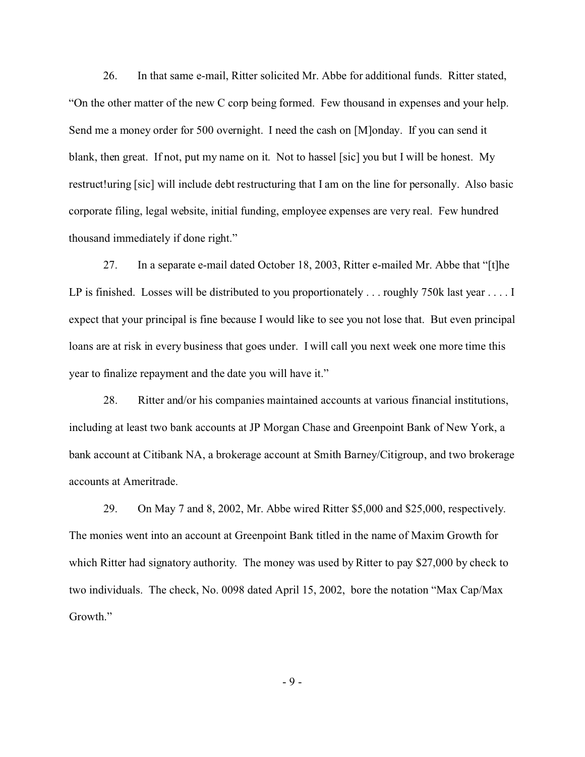26. In that same e-mail, Ritter solicited Mr. Abbe for additional funds. Ritter stated, "On the other matter of the new C corp being formed. Few thousand in expenses and your help. Send me a money order for 500 overnight. I need the cash on [M]onday. If you can send it blank, then great. If not, put my name on it. Not to hassel [sic] you but I will be honest. My restruct!uring [sic] will include debt restructuring that I am on the line for personally. Also basic corporate filing, legal website, initial funding, employee expenses are very real. Few hundred thousand immediately if done right."

27. In a separate e-mail dated October 18, 2003, Ritter e-mailed Mr. Abbe that "[t]he LP is finished. Losses will be distributed to you proportionately . . . roughly 750k last year . . . . I expect that your principal is fine because I would like to see you not lose that. But even principal loans are at risk in every business that goes under. I will call you next week one more time this year to finalize repayment and the date you will have it."

28. Ritter and/or his companies maintained accounts at various financial institutions, including at least two bank accounts at JP Morgan Chase and Greenpoint Bank of New York, a bank account at Citibank NA, a brokerage account at Smith Barney/Citigroup, and two brokerage accounts at Ameritrade.

29. On May 7 and 8, 2002, Mr. Abbe wired Ritter $5,000 and $25,000, respectively. The monies went into an account at Greenpoint Bank titled in the name of Maxim Growth for which Ritter had signatory authority. The money was used by Ritter to pay $27,000 by check to two individuals. The check, No. 0098 dated April 15, 2002, bore the notation "Max Cap/Max Growth."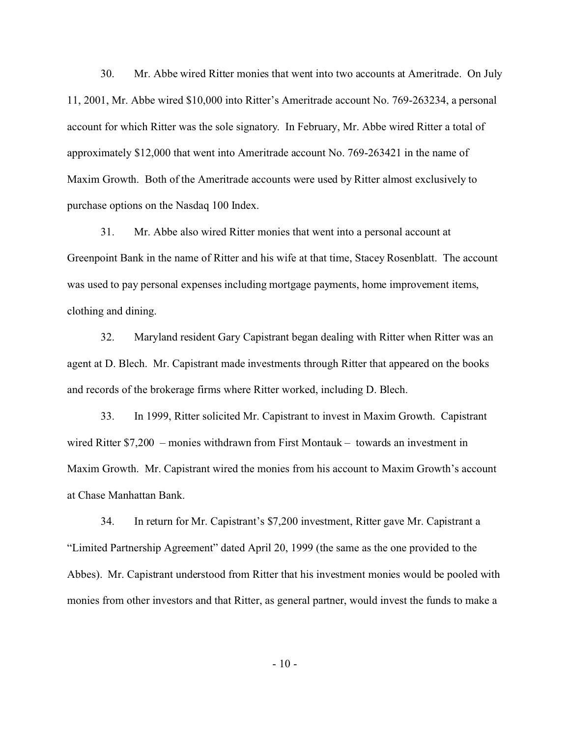30. Mr. Abbe wired Ritter monies that went into two accounts at Ameritrade. On July 11, 2001, Mr. Abbe wired $10,000 into Ritter's Ameritrade account No. 769-263234, a personal account for which Ritter was the sole signatory. In February, Mr. Abbe wired Ritter a total of approximately $12,000 that went into Ameritrade account No. 769-263421 in the name of Maxim Growth. Both of the Ameritrade accounts were used by Ritter almost exclusively to purchase options on the Nasdaq 100 Index.

31. Mr. Abbe also wired Ritter monies that went into a personal account at Greenpoint Bank in the name of Ritter and his wife at that time, Stacey Rosenblatt. The account was used to pay personal expenses including mortgage payments, home improvement items, clothing and dining.

32. Maryland resident Gary Capistrant began dealing with Ritter when Ritter was an agent at D. Blech. Mr. Capistrant made investments through Ritter that appeared on the books and records of the brokerage firms where Ritter worked, including D. Blech.

33. In 1999, Ritter solicited Mr. Capistrant to invest in Maxim Growth. Capistrant wired Ritter $7,200 – monies withdrawn from First Montauk – towards an investment in Maxim Growth. Mr. Capistrant wired the monies from his account to Maxim Growth's account at Chase Manhattan Bank.

34. In return for Mr. Capistrant's $7,200 investment, Ritter gave Mr. Capistrant a "Limited Partnership Agreement" dated April 20, 1999 (the same as the one provided to the Abbes). Mr. Capistrant understood from Ritter that his investment monies would be pooled with monies from other investors and that Ritter, as general partner, would invest the funds to make a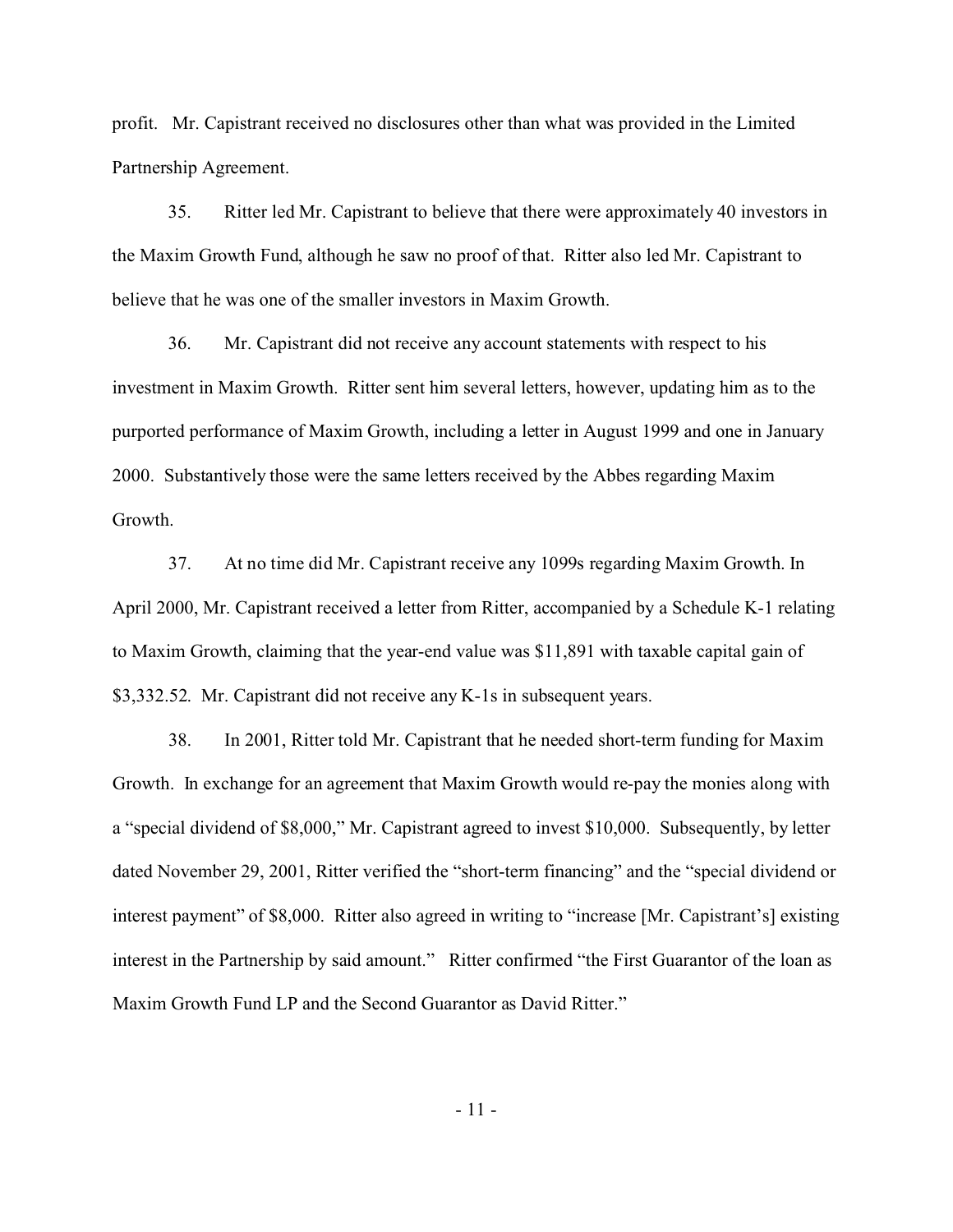profit. Mr. Capistrant received no disclosures other than what was provided in the Limited Partnership Agreement.

35. Ritter led Mr. Capistrant to believe that there were approximately 40 investors in the Maxim Growth Fund, although he saw no proof of that. Ritter also led Mr. Capistrant to believe that he was one of the smaller investors in Maxim Growth.

36. Mr. Capistrant did not receive any account statements with respect to his investment in Maxim Growth. Ritter sent him several letters, however, updating him as to the purported performance of Maxim Growth, including a letter in August 1999 and one in January 2000. Substantively those were the same letters received by the Abbes regarding Maxim Growth.

37. At no time did Mr. Capistrant receive any 1099s regarding Maxim Growth. In April 2000, Mr. Capistrant received a letter from Ritter, accompanied by a Schedule K-1 relating to Maxim Growth, claiming that the year-end value was $11,891 with taxable capital gain of $3,332.52. Mr. Capistrant did not receive any K-1s in subsequent years.

38. In 2001, Ritter told Mr. Capistrant that he needed short-term funding for Maxim Growth. In exchange for an agreement that Maxim Growth would re-pay the monies along with a "special dividend of $8,000," Mr. Capistrant agreed to invest $10,000. Subsequently, by letter dated November 29, 2001, Ritter verified the "short-term financing" and the "special dividend or interest payment" of $8,000. Ritter also agreed in writing to "increase [Mr. Capistrant's] existing interest in the Partnership by said amount." Ritter confirmed "the First Guarantor of the loan as Maxim Growth Fund LP and the Second Guarantor as David Ritter."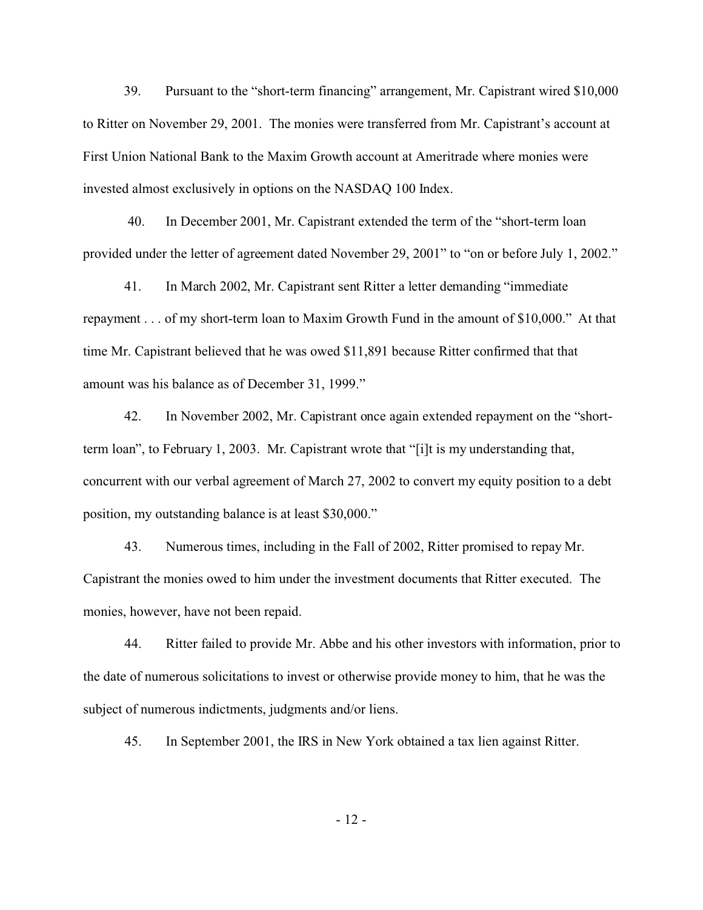39. Pursuant to the "short-term financing" arrangement, Mr. Capistrant wired $10,000 to Ritter on November 29, 2001. The monies were transferred from Mr. Capistrant's account at First Union National Bank to the Maxim Growth account at Ameritrade where monies were invested almost exclusively in options on the NASDAQ 100 Index.

40. In December 2001, Mr. Capistrant extended the term of the "short-term loan provided under the letter of agreement dated November 29, 2001" to "on or before July 1, 2002."

41. In March 2002, Mr. Capistrant sent Ritter a letter demanding "immediate repayment . . . of my short-term loan to Maxim Growth Fund in the amount of $10,000." At that time Mr. Capistrant believed that he was owed $11,891 because Ritter confirmed that that amount was his balance as of December 31, 1999."

42. In November 2002, Mr. Capistrant once again extended repayment on the "short-term loan", to February 1, 2003. Mr. Capistrant wrote that "[i]t is my understanding that, concurrent with our verbal agreement of March 27, 2002 to convert my equity position to a debt position, my outstanding balance is at least $30,000."

43. Numerous times, including in the Fall of 2002, Ritter promised to repay Mr. Capistrant the monies owed to him under the investment documents that Ritter executed. The monies, however, have not been repaid.

44. Ritter failed to provide Mr. Abbe and his other investors with information, prior to the date of numerous solicitations to invest or otherwise provide money to him, that he was the subject of numerous indictments, judgments and/or liens.

45. In September 2001, the IRS in New York obtained a tax lien against Ritter.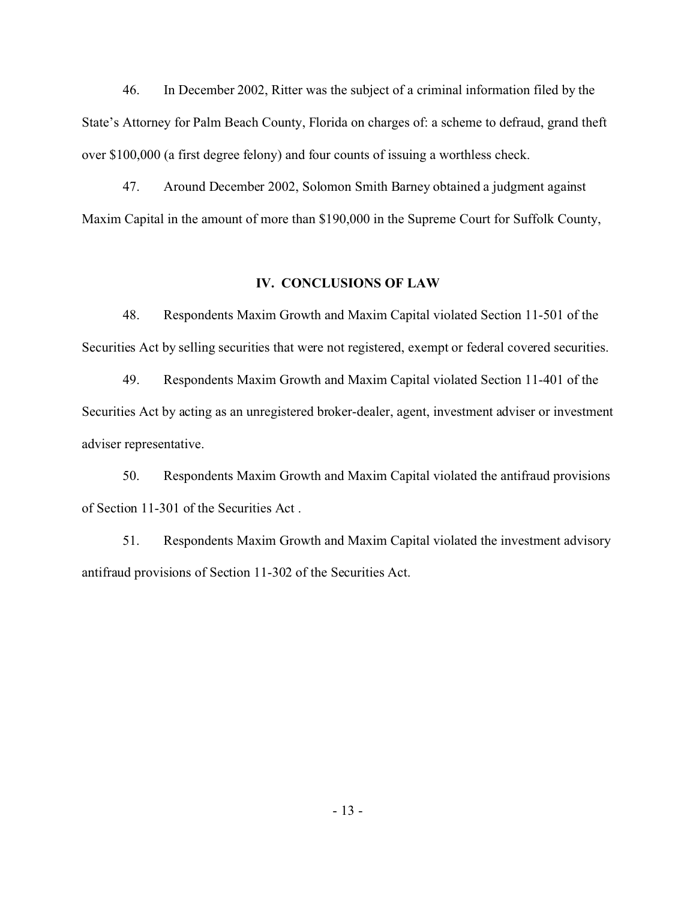46. In December 2002, Ritter was the subject of a criminal information filed by the State's Attorney for Palm Beach County, Florida on charges of: a scheme to defraud, grand theft over $100,000 (a first degree felony) and four counts of issuing a worthless check.

47. Around December 2002, Solomon Smith Barney obtained a judgment against Maxim Capital in the amount of more than $190,000 in the Supreme Court for Suffolk County,

## IV. CONCLUSIONS OF LAW

48. Respondents Maxim Growth and Maxim Capital violated Section 11-501 of the Securities Act by selling securities that were not registered, exempt or federal covered securities.

49. Respondents Maxim Growth and Maxim Capital violated Section 11-401 of the Securities Act by acting as an unregistered broker-dealer, agent, investment adviser or investment adviser representative.

50. Respondents Maxim Growth and Maxim Capital violated the antifraud provisions of Section 11-301 of the Securities Act .

51. Respondents Maxim Growth and Maxim Capital violated the investment advisory antifraud provisions of Section 11-302 of the Securities Act.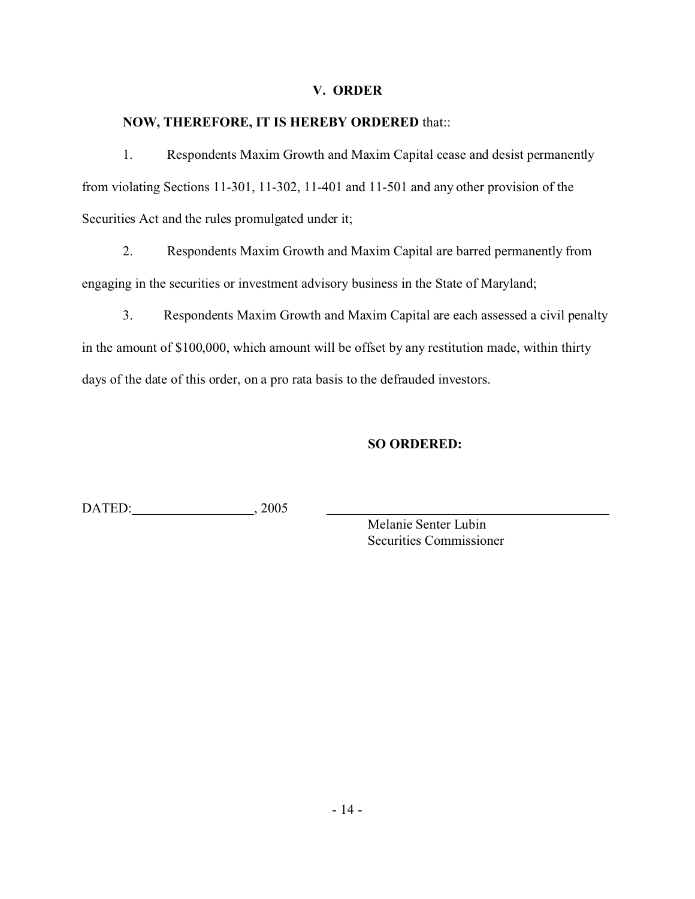## V. ORDER

**NOW, THEREFORE, IT IS HEREBY ORDERED** that::

1. Respondents Maxim Growth and Maxim Capital cease and desist permanently from violating Sections 11-301, 11-302, 11-401 and 11-501 and any other provision of the Securities Act and the rules promulgated under it;

2. Respondents Maxim Growth and Maxim Capital are barred permanently from engaging in the securities or investment advisory business in the State of Maryland;

3. Respondents Maxim Growth and Maxim Capital are each assessed a civil penalty in the amount of $100,000, which amount will be offset by any restitution made, within thirty days of the date of this order, on a pro rata basis to the defrauded investors.

**SO ORDERED:**

DATED:__________________, 2005

_______________________________________
Melanie Senter Lubin
Securities Commissioner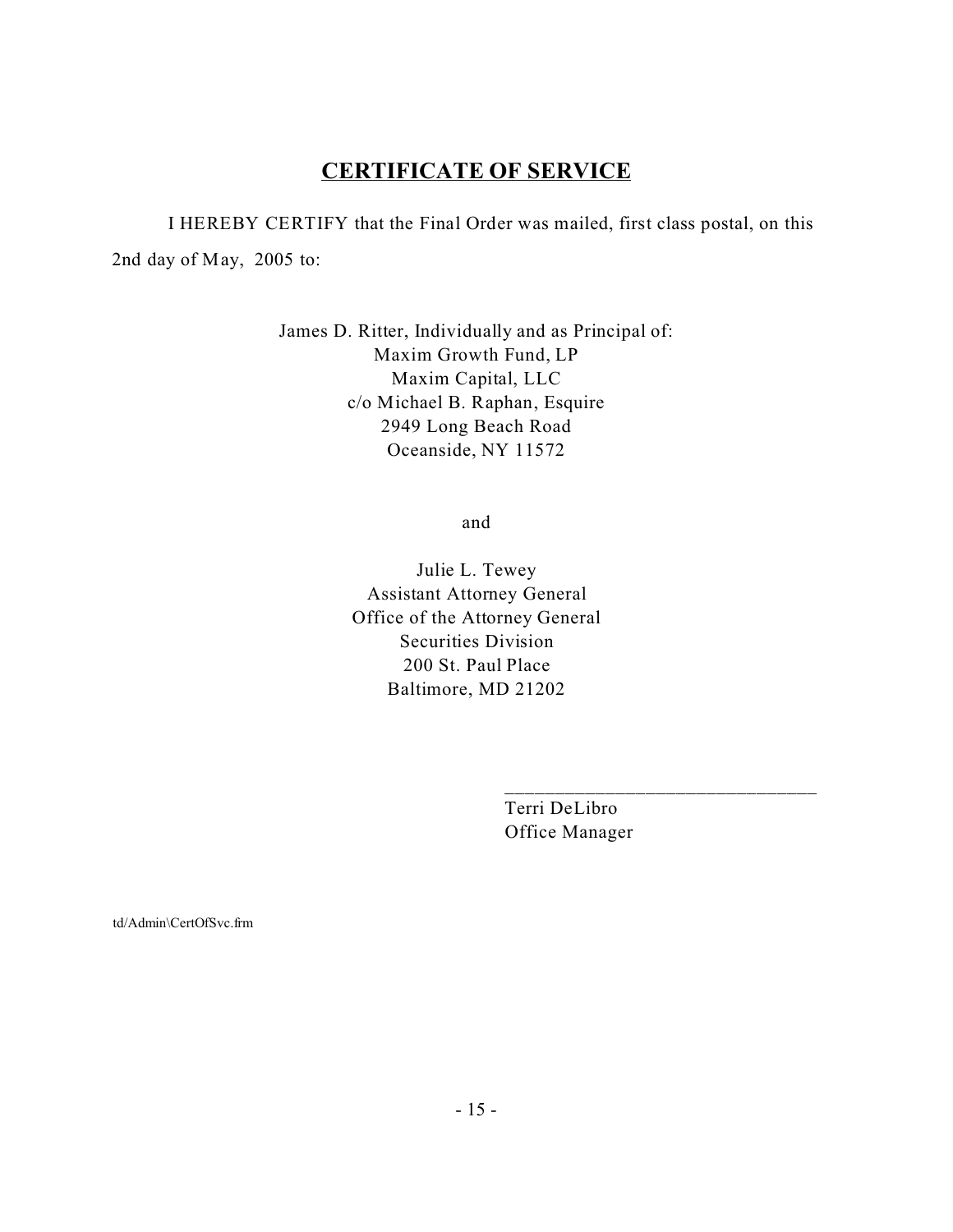## CERTIFICATE OF SERVICE

I HEREBY CERTIFY that the Final Order was mailed, first class postal, on this 2nd day of May, 2005 to:

James D. Ritter, Individually and as Principal of:
Maxim Growth Fund, LP
Maxim Capital, LLC
c/o Michael B. Raphan, Esquire
2949 Long Beach Road
Oceanside, NY 11572

and

Julie L. Tewey
Assistant Attorney General
Office of the Attorney General
Securities Division
200 St. Paul Place
Baltimore, MD 21202

________________________________
Terri DeLibro
Office Manager

td/Admin\CertOfSvc.frm